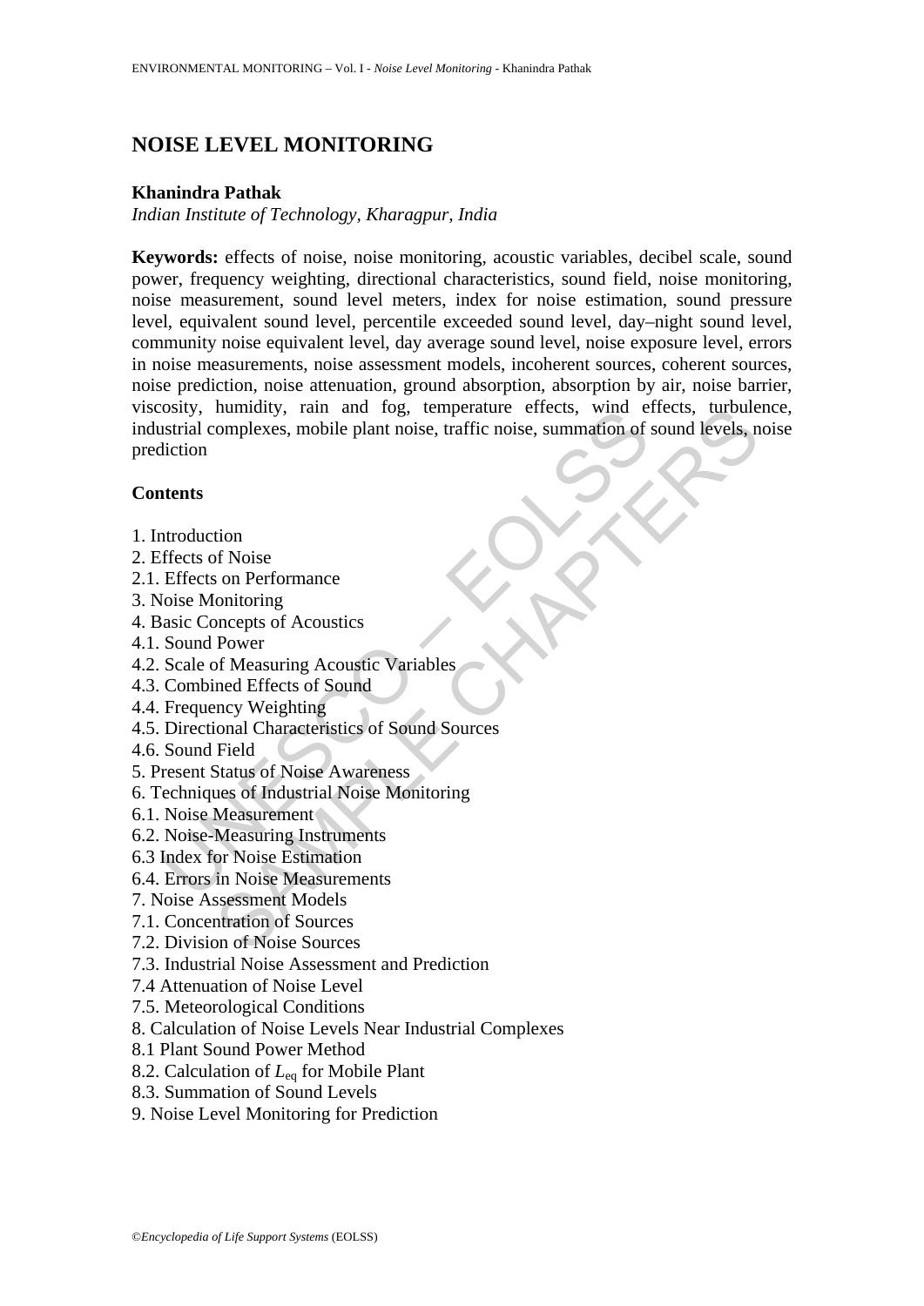# NOISE LEVEL MONITORING

**Khanindra Pathak**

*Indian Institute of Technology, Kharagpur, India*

**Keywords:** effects of noise, noise monitoring, acoustic variables, decibel scale, sound power, frequency weighting, directional characteristics, sound field, noise monitoring, noise measurement, sound level meters, index for noise estimation, sound pressure level, equivalent sound level, percentile exceeded sound level, day–night sound level, community noise equivalent level, day average sound level, noise exposure level, errors in noise measurements, noise assessment models, incoherent sources, coherent sources, noise prediction, noise attenuation, ground absorption, absorption by air, noise barrier, viscosity, humidity, rain and fog, temperature effects, wind effects, turbulence, industrial complexes, mobile plant noise, traffic noise, summation of sound levels, noise prediction

## Contents

1. Introduction
2. Effects of Noise
2.1. Effects on Performance
3. Noise Monitoring
4. Basic Concepts of Acoustics
4.1. Sound Power
4.2. Scale of Measuring Acoustic Variables
4.3. Combined Effects of Sound
4.4. Frequency Weighting
4.5. Directional Characteristics of Sound Sources
4.6. Sound Field
5. Present Status of Noise Awareness
6. Techniques of Industrial Noise Monitoring
6.1. Noise Measurement
6.2. Noise-Measuring Instruments
6.3 Index for Noise Estimation
6.4. Errors in Noise Measurements
7. Noise Assessment Models
7.1. Concentration of Sources
7.2. Division of Noise Sources
7.3. Industrial Noise Assessment and Prediction
7.4 Attenuation of Noise Level
7.5. Meteorological Conditions
8. Calculation of Noise Levels Near Industrial Complexes
8.1 Plant Sound Power Method
8.2. Calculation of $L_{eq}$ for Mobile Plant
8.3. Summation of Sound Levels
9. Noise Level Monitoring for Prediction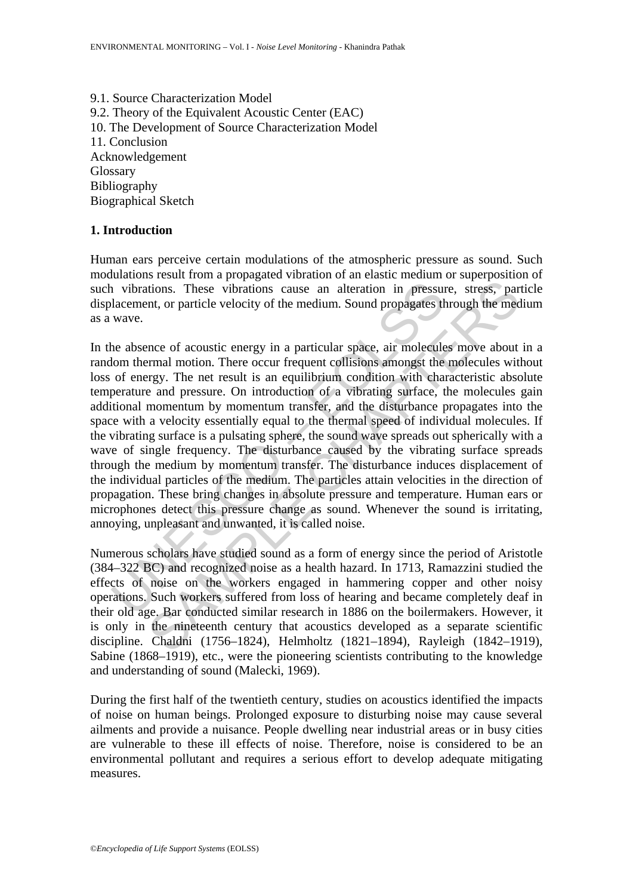9.1. Source Characterization Model
9.2. Theory of the Equivalent Acoustic Center (EAC)
10. The Development of Source Characterization Model
11. Conclusion
Acknowledgement
Glossary
Bibliography
Biographical Sketch

## 1. Introduction

Human ears perceive certain modulations of the atmospheric pressure as sound. Such modulations result from a propagated vibration of an elastic medium or superposition of such vibrations. These vibrations cause an alteration in pressure, stress, particle displacement, or particle velocity of the medium. Sound propagates through the medium as a wave.

In the absence of acoustic energy in a particular space, air molecules move about in a random thermal motion. There occur frequent collisions amongst the molecules without loss of energy. The net result is an equilibrium condition with characteristic absolute temperature and pressure. On introduction of a vibrating surface, the molecules gain additional momentum by momentum transfer, and the disturbance propagates into the space with a velocity essentially equal to the thermal speed of individual molecules. If the vibrating surface is a pulsating sphere, the sound wave spreads out spherically with a wave of single frequency. The disturbance caused by the vibrating surface spreads through the medium by momentum transfer. The disturbance induces displacement of the individual particles of the medium. The particles attain velocities in the direction of propagation. These bring changes in absolute pressure and temperature. Human ears or microphones detect this pressure change as sound. Whenever the sound is irritating, annoying, unpleasant and unwanted, it is called noise.

Numerous scholars have studied sound as a form of energy since the period of Aristotle (384–322 BC) and recognized noise as a health hazard. In 1713, Ramazzini studied the effects of noise on the workers engaged in hammering copper and other noisy operations. Such workers suffered from loss of hearing and became completely deaf in their old age. Bar conducted similar research in 1886 on the boilermakers. However, it is only in the nineteenth century that acoustics developed as a separate scientific discipline. Chaldni (1756–1824), Helmholtz (1821–1894), Rayleigh (1842–1919), Sabine (1868–1919), etc., were the pioneering scientists contributing to the knowledge and understanding of sound (Malecki, 1969).

During the first half of the twentieth century, studies on acoustics identified the impacts of noise on human beings. Prolonged exposure to disturbing noise may cause several ailments and provide a nuisance. People dwelling near industrial areas or in busy cities are vulnerable to these ill effects of noise. Therefore, noise is considered to be an environmental pollutant and requires a serious effort to develop adequate mitigating measures.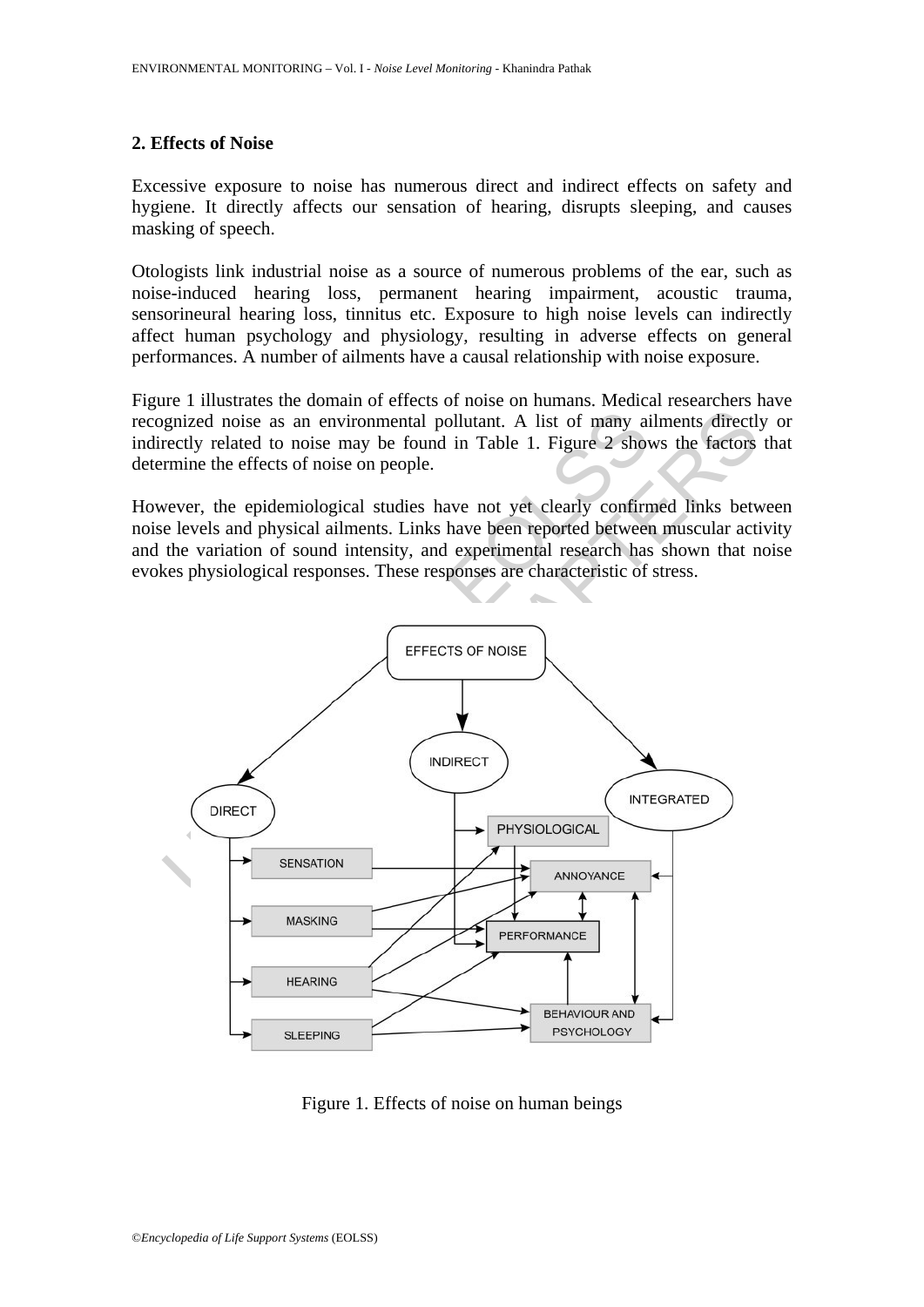## 2. Effects of Noise

Excessive exposure to noise has numerous direct and indirect effects on safety and hygiene. It directly affects our sensation of hearing, disrupts sleeping, and causes masking of speech.

Otologists link industrial noise as a source of numerous problems of the ear, such as noise-induced hearing loss, permanent hearing impairment, acoustic trauma, sensorineural hearing loss, tinnitus etc. Exposure to high noise levels can indirectly affect human psychology and physiology, resulting in adverse effects on general performances. A number of ailments have a causal relationship with noise exposure.

Figure 1 illustrates the domain of effects of noise on humans. Medical researchers have recognized noise as an environmental pollutant. A list of many ailments directly or indirectly related to noise may be found in Table 1. Figure 2 shows the factors that determine the effects of noise on people.

However, the epidemiological studies have not yet clearly confirmed links between noise levels and physical ailments. Links have been reported between muscular activity and the variation of sound intensity, and experimental research has shown that noise evokes physiological responses. These responses are characteristic of stress.

Figure 1. Effects of noise on human beings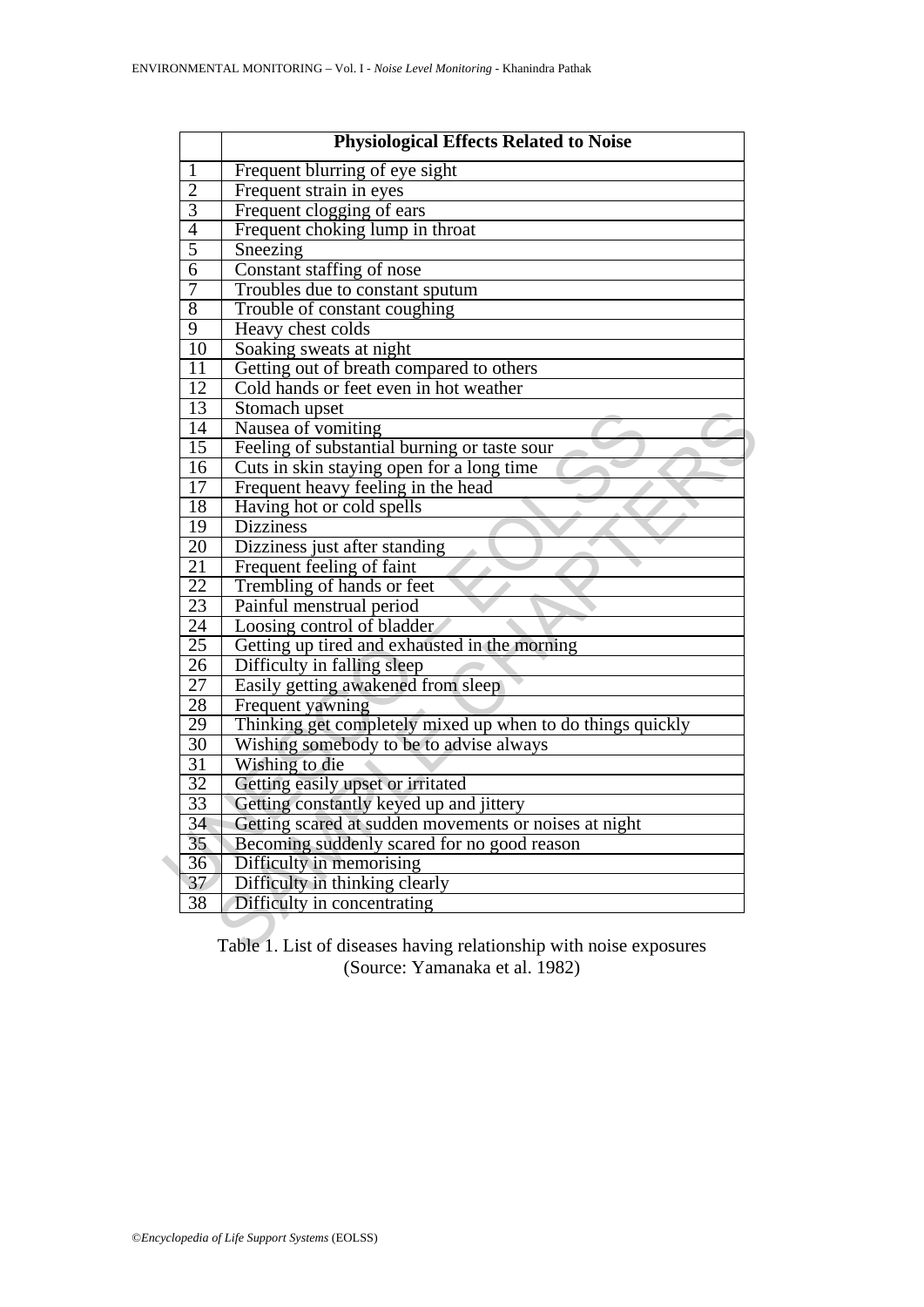| | Physiological Effects Related to Noise |
|---|---|
| 1 | Frequent blurring of eye sight |
| 2 | Frequent strain in eyes |
| 3 | Frequent clogging of ears |
| 4 | Frequent choking lump in throat |
| 5 | Sneezing |
| 6 | Constant staffing of nose |
| 7 | Troubles due to constant sputum |
| 8 | Trouble of constant coughing |
| 9 | Heavy chest colds |
| 10 | Soaking sweats at night |
| 11 | Getting out of breath compared to others |
| 12 | Cold hands or feet even in hot weather |
| 13 | Stomach upset |
| 14 | Nausea of vomiting |
| 15 | Feeling of substantial burning or taste sour |
| 16 | Cuts in skin staying open for a long time |
| 17 | Frequent heavy feeling in the head |
| 18 | Having hot or cold spells |
| 19 | Dizziness |
| 20 | Dizziness just after standing |
| 21 | Frequent feeling of faint |
| 22 | Trembling of hands or feet |
| 23 | Painful menstrual period |
| 24 | Loosing control of bladder |
| 25 | Getting up tired and exhausted in the morning |
| 26 | Difficulty in falling sleep |
| 27 | Easily getting awakened from sleep |
| 28 | Frequent yawning |
| 29 | Thinking get completely mixed up when to do things quickly |
| 30 | Wishing somebody to be to advise always |
| 31 | Wishing to die |
| 32 | Getting easily upset or irritated |
| 33 | Getting constantly keyed up and jittery |
| 34 | Getting scared at sudden movements or noises at night |
| 35 | Becoming suddenly scared for no good reason |
| 36 | Difficulty in memorising |
| 37 | Difficulty in thinking clearly |
| 38 | Difficulty in concentrating |

Table 1. List of diseases having relationship with noise exposures (Source: Yamanaka et al. 1982)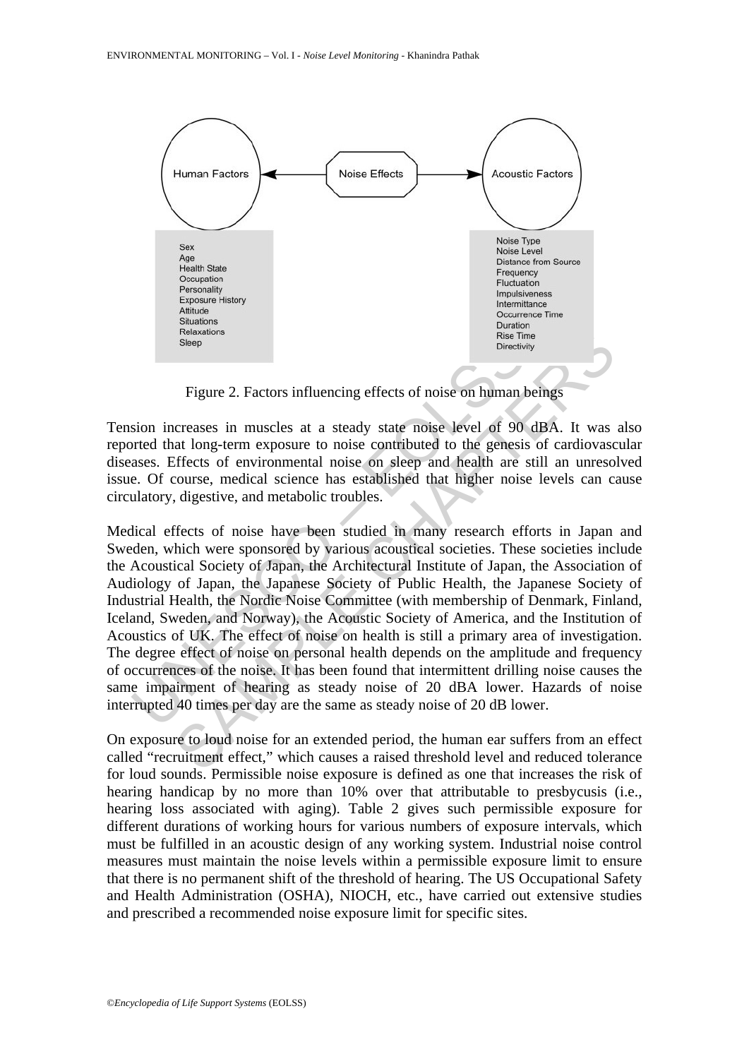Human Factors ← Noise Effects → Acoustic Factors

| Human Factors | Acoustic Factors |
|---|---|
| Sex | Noise Type |
| Age | Noise Level |
| Health State | Distance from Source |
| Occupation | Frequency |
| Personality | Fluctuation |
| Exposure History | Impulsiveness |
| Attitude | Intermittance |
| Situations | Occurrence Time |
| Relaxations | Duration |
| Sleep | Rise Time |
| | Directivity |

Figure 2. Factors influencing effects of noise on human beings

Tension increases in muscles at a steady state noise level of 90 dBA. It was also reported that long-term exposure to noise contributed to the genesis of cardiovascular diseases. Effects of environmental noise on sleep and health are still an unresolved issue. Of course, medical science has established that higher noise levels can cause circulatory, digestive, and metabolic troubles.

Medical effects of noise have been studied in many research efforts in Japan and Sweden, which were sponsored by various acoustical societies. These societies include the Acoustical Society of Japan, the Architectural Institute of Japan, the Association of Audiology of Japan, the Japanese Society of Public Health, the Japanese Society of Industrial Health, the Nordic Noise Committee (with membership of Denmark, Finland, Iceland, Sweden, and Norway), the Acoustic Society of America, and the Institution of Acoustics of UK. The effect of noise on health is still a primary area of investigation. The degree effect of noise on personal health depends on the amplitude and frequency of occurrences of the noise. It has been found that intermittent drilling noise causes the same impairment of hearing as steady noise of 20 dBA lower. Hazards of noise interrupted 40 times per day are the same as steady noise of 20 dB lower.

On exposure to loud noise for an extended period, the human ear suffers from an effect called "recruitment effect," which causes a raised threshold level and reduced tolerance for loud sounds. Permissible noise exposure is defined as one that increases the risk of hearing handicap by no more than 10% over that attributable to presbycusis (i.e., hearing loss associated with aging). Table 2 gives such permissible exposure for different durations of working hours for various numbers of exposure intervals, which must be fulfilled in an acoustic design of any working system. Industrial noise control measures must maintain the noise levels within a permissible exposure limit to ensure that there is no permanent shift of the threshold of hearing. The US Occupational Safety and Health Administration (OSHA), NIOCH, etc., have carried out extensive studies and prescribed a recommended noise exposure limit for specific sites.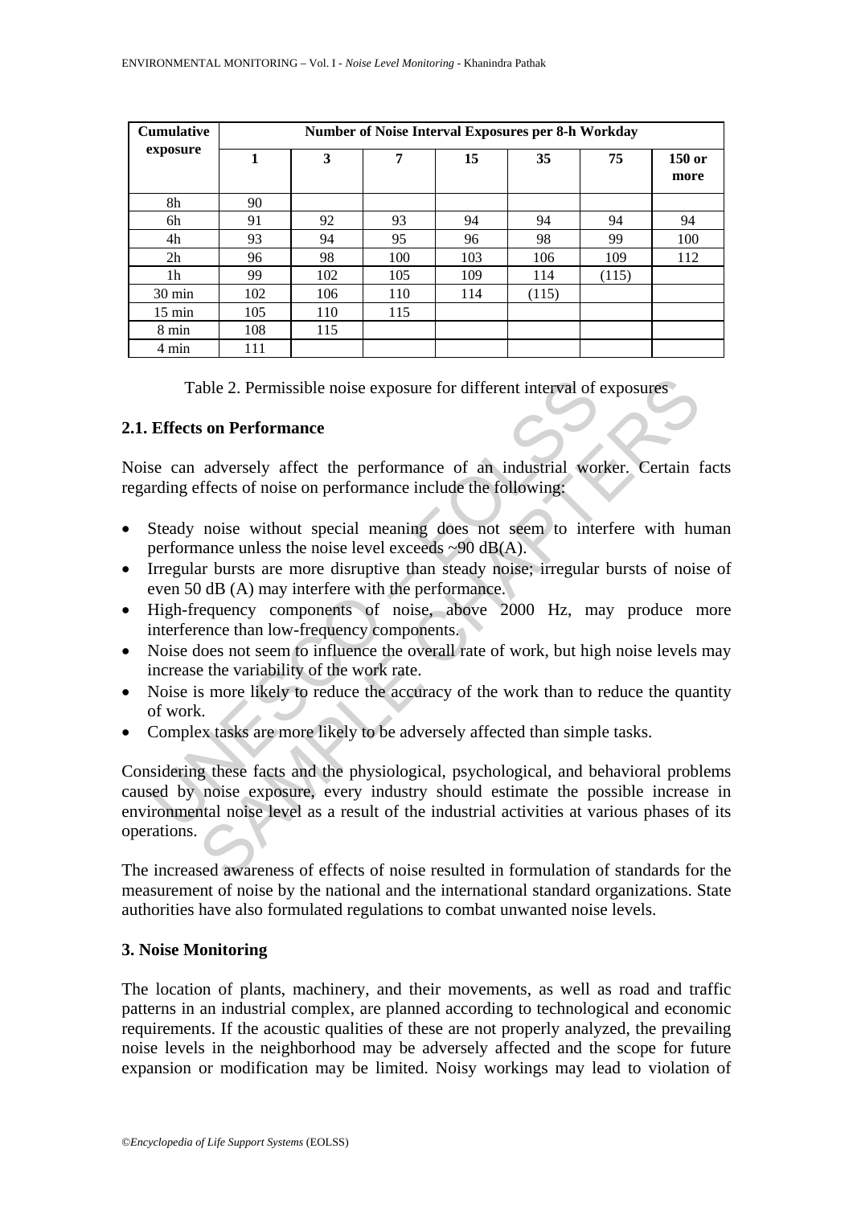| Cumulative exposure | Number of Noise Interval Exposures per 8-h Workday | | | | | | |
|---|---|---|---|---|---|---|---|
| | 1 | 3 | 7 | 15 | 35 | 75 | 150 or more |
| 8h | 90 | | | | | | |
| 6h | 91 | 92 | 93 | 94 | 94 | 94 | 94 |
| 4h | 93 | 94 | 95 | 96 | 98 | 99 | 100 |
| 2h | 96 | 98 | 100 | 103 | 106 | 109 | 112 |
| 1h | 99 | 102 | 105 | 109 | 114 | (115) | |
| 30 min | 102 | 106 | 110 | 114 | (115) | | |
| 15 min | 105 | 110 | 115 | | | | |
| 8 min | 108 | 115 | | | | | |
| 4 min | 111 | | | | | | |

Table 2. Permissible noise exposure for different interval of exposures

## 2.1. Effects on Performance

Noise can adversely affect the performance of an industrial worker. Certain facts regarding effects of noise on performance include the following:

- Steady noise without special meaning does not seem to interfere with human performance unless the noise level exceeds ~90 dB(A).
- Irregular bursts are more disruptive than steady noise; irregular bursts of noise of even 50 dB (A) may interfere with the performance.
- High-frequency components of noise, above 2000 Hz, may produce more interference than low-frequency components.
- Noise does not seem to influence the overall rate of work, but high noise levels may increase the variability of the work rate.
- Noise is more likely to reduce the accuracy of the work than to reduce the quantity of work.
- Complex tasks are more likely to be adversely affected than simple tasks.

Considering these facts and the physiological, psychological, and behavioral problems caused by noise exposure, every industry should estimate the possible increase in environmental noise level as a result of the industrial activities at various phases of its operations.

The increased awareness of effects of noise resulted in formulation of standards for the measurement of noise by the national and the international standard organizations. State authorities have also formulated regulations to combat unwanted noise levels.

## 3. Noise Monitoring

The location of plants, machinery, and their movements, as well as road and traffic patterns in an industrial complex, are planned according to technological and economic requirements. If the acoustic qualities of these are not properly analyzed, the prevailing noise levels in the neighborhood may be adversely affected and the scope for future expansion or modification may be limited. Noisy workings may lead to violation of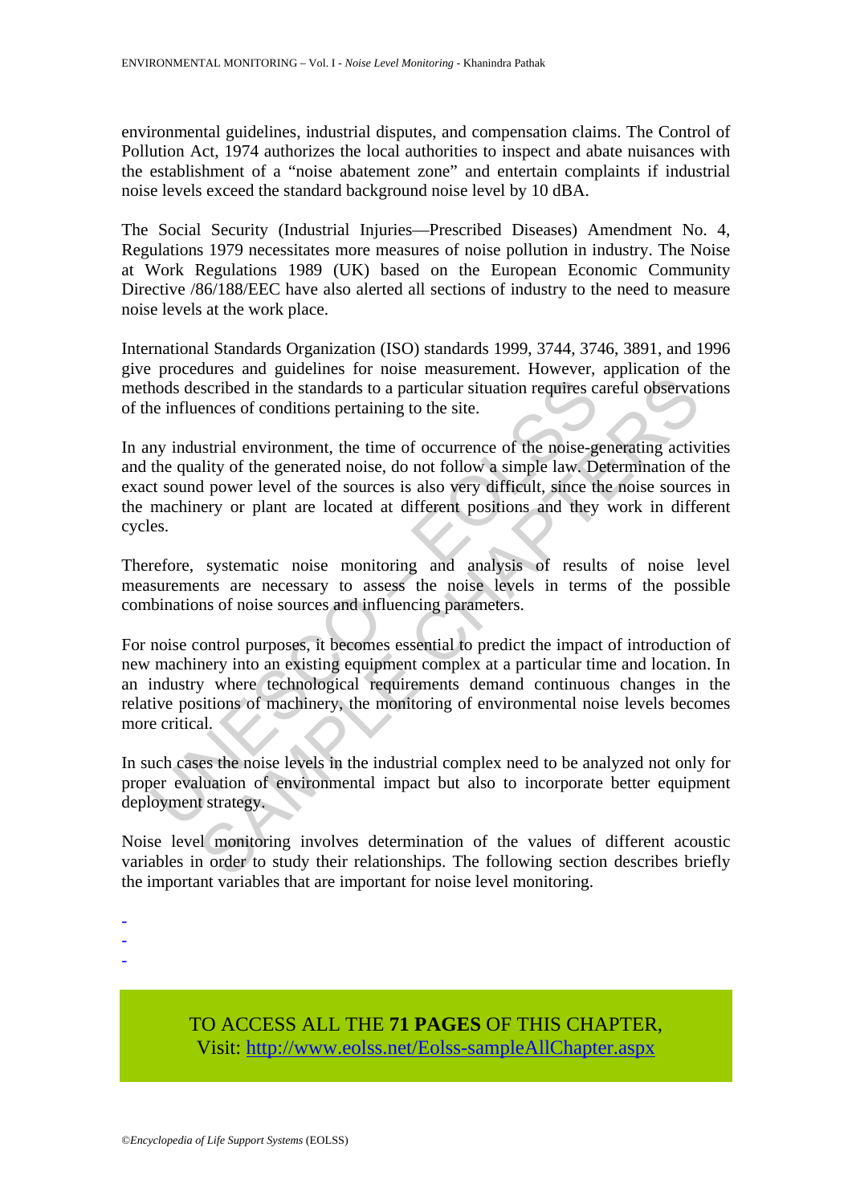environmental guidelines, industrial disputes, and compensation claims. The Control of Pollution Act, 1974 authorizes the local authorities to inspect and abate nuisances with the establishment of a "noise abatement zone" and entertain complaints if industrial noise levels exceed the standard background noise level by 10 dBA.

The Social Security (Industrial Injuries—Prescribed Diseases) Amendment No. 4, Regulations 1979 necessitates more measures of noise pollution in industry. The Noise at Work Regulations 1989 (UK) based on the European Economic Community Directive /86/188/EEC have also alerted all sections of industry to the need to measure noise levels at the work place.

International Standards Organization (ISO) standards 1999, 3744, 3746, 3891, and 1996 give procedures and guidelines for noise measurement. However, application of the methods described in the standards to a particular situation requires careful observations of the influences of conditions pertaining to the site.

In any industrial environment, the time of occurrence of the noise-generating activities and the quality of the generated noise, do not follow a simple law. Determination of the exact sound power level of the sources is also very difficult, since the noise sources in the machinery or plant are located at different positions and they work in different cycles.

Therefore, systematic noise monitoring and analysis of results of noise level measurements are necessary to assess the noise levels in terms of the possible combinations of noise sources and influencing parameters.

For noise control purposes, it becomes essential to predict the impact of introduction of new machinery into an existing equipment complex at a particular time and location. In an industry where technological requirements demand continuous changes in the relative positions of machinery, the monitoring of environmental noise levels becomes more critical.

In such cases the noise levels in the industrial complex need to be analyzed not only for proper evaluation of environmental impact but also to incorporate better equipment deployment strategy.

Noise level monitoring involves determination of the values of different acoustic variables in order to study their relationships. The following section describes briefly the important variables that are important for noise level monitoring.

-
-
-

TO ACCESS ALL THE **71 PAGES** OF THIS CHAPTER,
Visit: [http://www.eolss.net/Eolss-sampleAllChapter.aspx](http://www.eolss.net/Eolss-sampleAllChapter.aspx)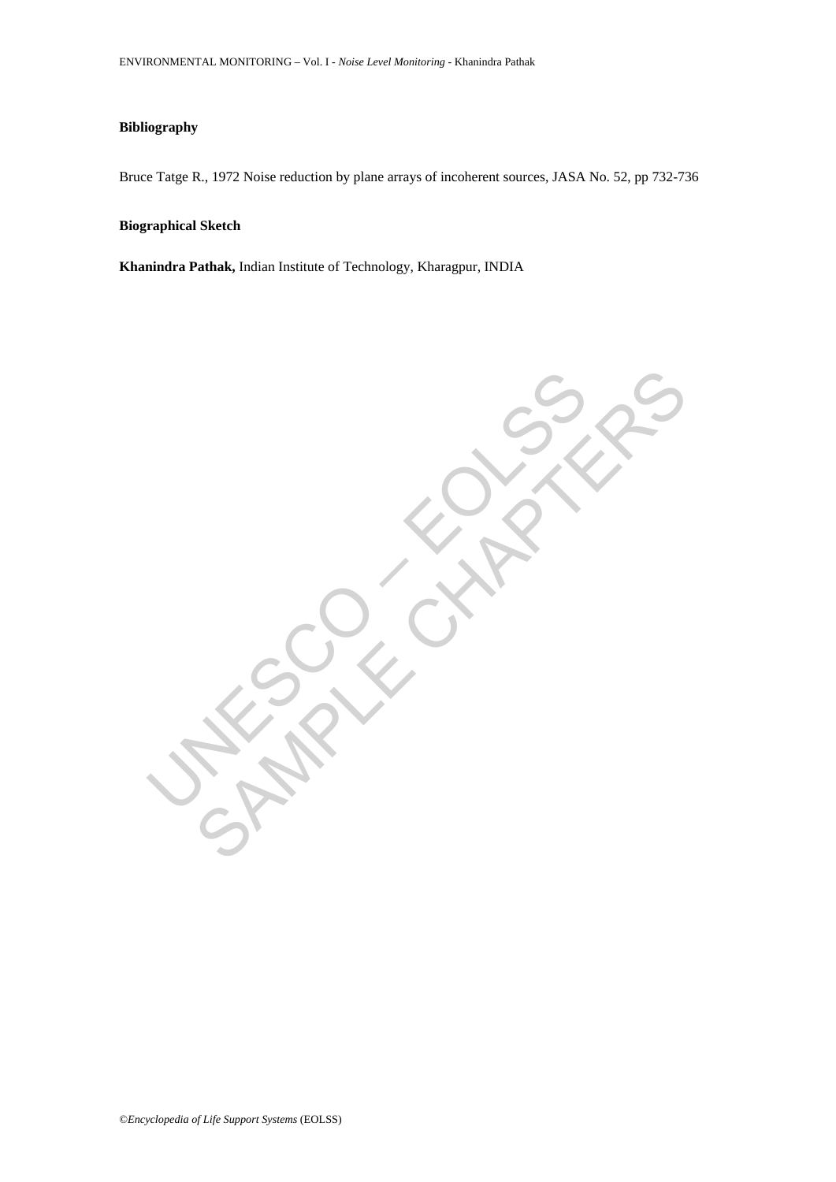### Bibliography

Bruce Tatge R., 1972 Noise reduction by plane arrays of incoherent sources, JASA No. 52, pp 732-736

### Biographical Sketch

**Khanindra Pathak,** Indian Institute of Technology, Kharagpur, INDIA